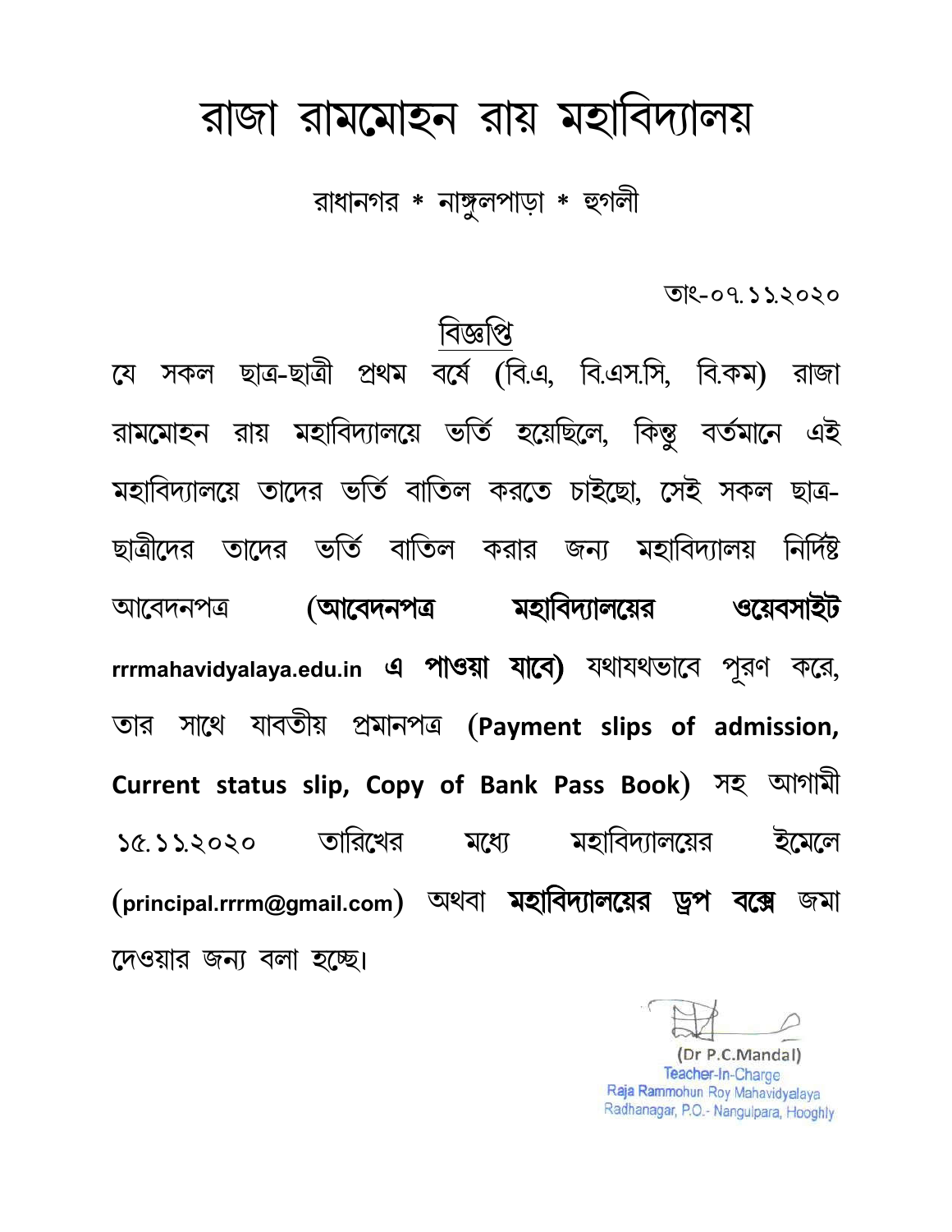# রাজা রামমোহন রায় মহাবিদ্যালয়

রাধানগর * নাঙ্গুলপাড়া * হুগলী

তাং-০৭.১১.২০২০

## বিজ্ঞপ্তি

যে সকল ছাত্র-ছাত্রী প্রথম বর্ষে (বি.এ, বি.এস.সি, বি.কম) রাজা রামমোহন রায় মহাবিদ্যালয়ে ভর্তি হয়েছিলে, কিন্তু বর্তমানে এই মহাবিদ্যালয়ে তাদের ভর্তি বাতিল করতে চাইছো, সেই সকল ছাত্র-ছাত্রীদের তাদের ভর্তি বাতিল করার জন্য মহাবিদ্যালয় নির্দিষ্ট আবেদনপত্র **(আবেদনপত্র মহাবিদ্যালয়ের ওয়েবসাইট rrrmahavidyalaya.edu.in এ পাওয়া যাবে)** যথাযথভাবে পূরণ করে, তার সাথে যাবতীয় প্রমানপত্র (**Payment slips of admission, Current status slip, Copy of Bank Pass Book**) সহ আগামী ১৫.১১.২০২০ তারিখের মধ্যে মহাবিদ্যালয়ের ইমেলে (**principal.rrrm@gmail.com**) অথবা **মহাবিদ্যালয়ের ড্রপ বক্সে** জমা দেওয়ার জন্য বলা হচ্ছে।

(Dr P.C.Mandal)
Teacher-In-Charge
Raja Rammohun Roy Mahavidyalaya
Radhanagar, P.O.- Nangulpara, Hooghly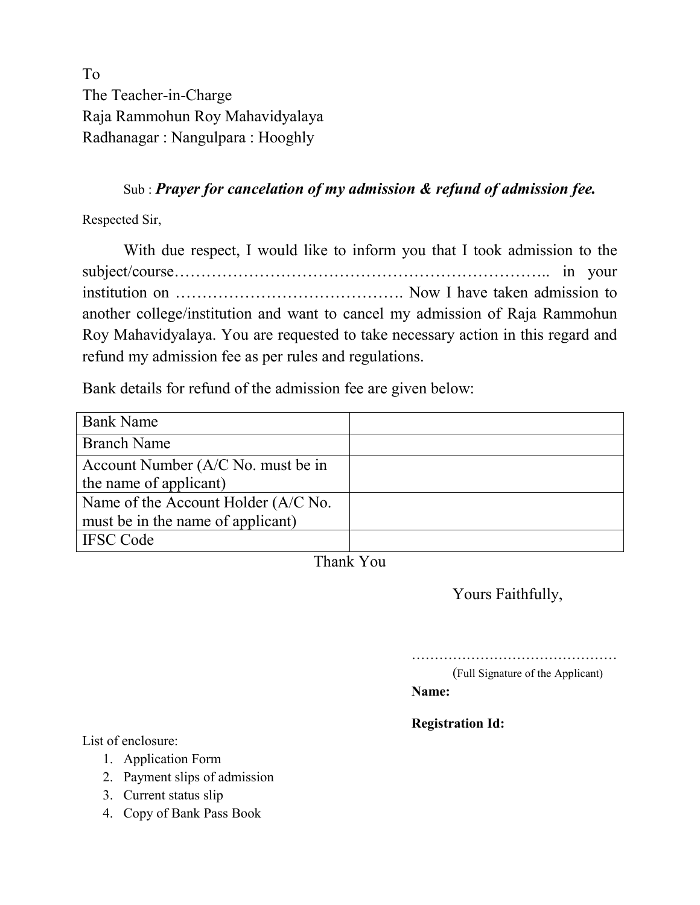To
The Teacher-in-Charge
Raja Rammohun Roy Mahavidyalaya
Radhanagar : Nangulpara : Hooghly

Sub : ***Prayer for cancelation of my admission & refund of admission fee.***

Respected Sir,

With due respect, I would like to inform you that I took admission to the subject/course………………………………………………………….. in your institution on ……………………………………. Now I have taken admission to another college/institution and want to cancel my admission of Raja Rammohun Roy Mahavidyalaya. You are requested to take necessary action in this regard and refund my admission fee as per rules and regulations.

Bank details for refund of the admission fee are given below:

| | |
|---|---|
| Bank Name | |
| Branch Name | |
| Account Number (A/C No. must be in the name of applicant) | |
| Name of the Account Holder (A/C No. must be in the name of applicant) | |
| IFSC Code | |

Thank You

Yours Faithfully,

………………………………………
(Full Signature of the Applicant)

**Name:**

**Registration Id:**

List of enclosure:

1. Application Form
2. Payment slips of admission
3. Current status slip
4. Copy of Bank Pass Book